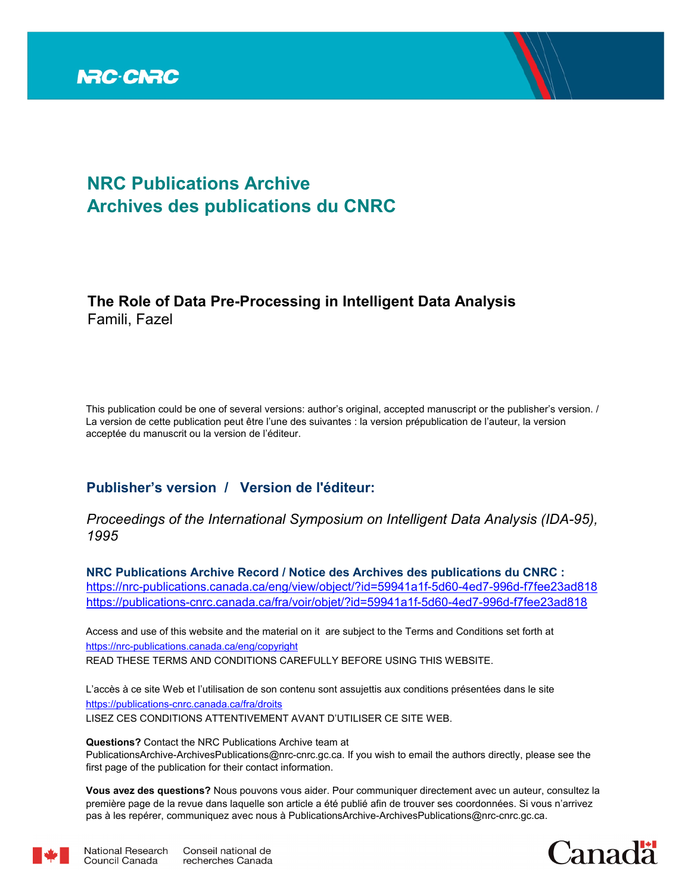NRC·CNRC

# NRC Publications Archive
# Archives des publications du CNRC

## The Role of Data Pre-Processing in Intelligent Data Analysis

Famili, Fazel

This publication could be one of several versions: author's original, accepted manuscript or the publisher's version. / La version de cette publication peut être l'une des suivantes : la version prépublication de l'auteur, la version acceptée du manuscrit ou la version de l'éditeur.

### Publisher's version / Version de l'éditeur:

*Proceedings of the International Symposium on Intelligent Data Analysis (IDA-95), 1995*

**NRC Publications Archive Record / Notice des Archives des publications du CNRC :**
https://nrc-publications.canada.ca/eng/view/object/?id=59941a1f-5d60-4ed7-996d-f7fee23ad818
https://publications-cnrc.canada.ca/fra/voir/objet/?id=59941a1f-5d60-4ed7-996d-f7fee23ad818

Access and use of this website and the material on it are subject to the Terms and Conditions set forth at
https://nrc-publications.canada.ca/eng/copyright
READ THESE TERMS AND CONDITIONS CAREFULLY BEFORE USING THIS WEBSITE.

L'accès à ce site Web et l'utilisation de son contenu sont assujettis aux conditions présentées dans le site
https://publications-cnrc.canada.ca/fra/droits
LISEZ CES CONDITIONS ATTENTIVEMENT AVANT D'UTILISER CE SITE WEB.

**Questions?** Contact the NRC Publications Archive team at
PublicationsArchive-ArchivesPublications@nrc-cnrc.gc.ca. If you wish to email the authors directly, please see the first page of the publication for their contact information.

**Vous avez des questions?** Nous pouvons vous aider. Pour communiquer directement avec un auteur, consultez la première page de la revue dans laquelle son article a été publié afin de trouver ses coordonnées. Si vous n'arrivez pas à les repérer, communiquez avec nous à PublicationsArchive-ArchivesPublications@nrc-cnrc.gc.ca.

National Research Council Canada | Conseil national de recherches Canada

Canada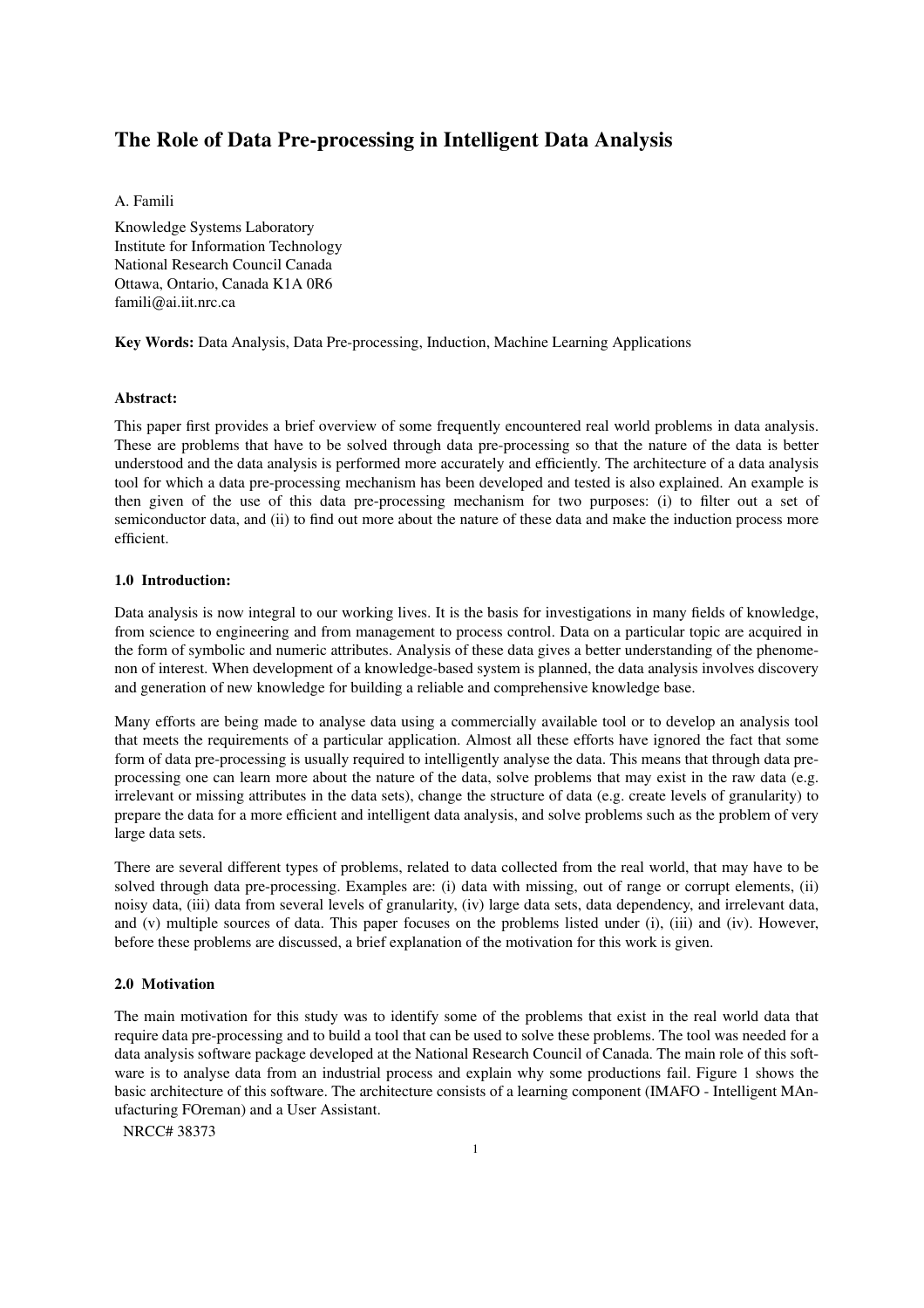# The Role of Data Pre-processing in Intelligent Data Analysis

A. Famili

Knowledge Systems Laboratory
Institute for Information Technology
National Research Council Canada
Ottawa, Ontario, Canada K1A 0R6
famili@ai.iit.nrc.ca

**Key Words:** Data Analysis, Data Pre-processing, Induction, Machine Learning Applications

**Abstract:**

This paper first provides a brief overview of some frequently encountered real world problems in data analysis. These are problems that have to be solved through data pre-processing so that the nature of the data is better understood and the data analysis is performed more accurately and efficiently. The architecture of a data analysis tool for which a data pre-processing mechanism has been developed and tested is also explained. An example is then given of the use of this data pre-processing mechanism for two purposes: (i) to filter out a set of semiconductor data, and (ii) to find out more about the nature of these data and make the induction process more efficient.

### 1.0 Introduction:

Data analysis is now integral to our working lives. It is the basis for investigations in many fields of knowledge, from science to engineering and from management to process control. Data on a particular topic are acquired in the form of symbolic and numeric attributes. Analysis of these data gives a better understanding of the phenomenon of interest. When development of a knowledge-based system is planned, the data analysis involves discovery and generation of new knowledge for building a reliable and comprehensive knowledge base.

Many efforts are being made to analyse data using a commercially available tool or to develop an analysis tool that meets the requirements of a particular application. Almost all these efforts have ignored the fact that some form of data pre-processing is usually required to intelligently analyse the data. This means that through data pre-processing one can learn more about the nature of the data, solve problems that may exist in the raw data (e.g. irrelevant or missing attributes in the data sets), change the structure of data (e.g. create levels of granularity) to prepare the data for a more efficient and intelligent data analysis, and solve problems such as the problem of very large data sets.

There are several different types of problems, related to data collected from the real world, that may have to be solved through data pre-processing. Examples are: (i) data with missing, out of range or corrupt elements, (ii) noisy data, (iii) data from several levels of granularity, (iv) large data sets, data dependency, and irrelevant data, and (v) multiple sources of data. This paper focuses on the problems listed under (i), (iii) and (iv). However, before these problems are discussed, a brief explanation of the motivation for this work is given.

### 2.0 Motivation

The main motivation for this study was to identify some of the problems that exist in the real world data that require data pre-processing and to build a tool that can be used to solve these problems. The tool was needed for a data analysis software package developed at the National Research Council of Canada. The main role of this software is to analyse data from an industrial process and explain why some productions fail. Figure 1 shows the basic architecture of this software. The architecture consists of a learning component (IMAFO - Intelligent MAnufacturing FOreman) and a User Assistant.

NRCC# 38373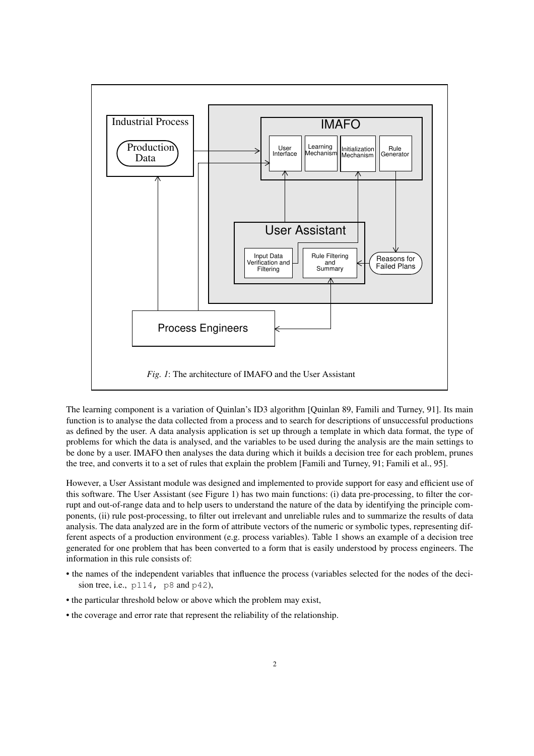*Fig. 1*: The architecture of IMAFO and the User Assistant

The learning component is a variation of Quinlan's ID3 algorithm [Quinlan 89, Famili and Turney, 91]. Its main function is to analyse the data collected from a process and to search for descriptions of unsuccessful productions as defined by the user. A data analysis application is set up through a template in which data format, the type of problems for which the data is analysed, and the variables to be used during the analysis are the main settings to be done by a user. IMAFO then analyses the data during which it builds a decision tree for each problem, prunes the tree, and converts it to a set of rules that explain the problem [Famili and Turney, 91; Famili et al., 95].

However, a User Assistant module was designed and implemented to provide support for easy and efficient use of this software. The User Assistant (see Figure 1) has two main functions: (i) data pre-processing, to filter the corrupt and out-of-range data and to help users to understand the nature of the data by identifying the principle components, (ii) rule post-processing, to filter out irrelevant and unreliable rules and to summarize the results of data analysis. The data analyzed are in the form of attribute vectors of the numeric or symbolic types, representing different aspects of a production environment (e.g. process variables). Table 1 shows an example of a decision tree generated for one problem that has been converted to a form that is easily understood by process engineers. The information in this rule consists of:

- the names of the independent variables that influence the process (variables selected for the nodes of the decision tree, i.e., `p114, p8` and `p42`),
- the particular threshold below or above which the problem may exist,
- the coverage and error rate that represent the reliability of the relationship.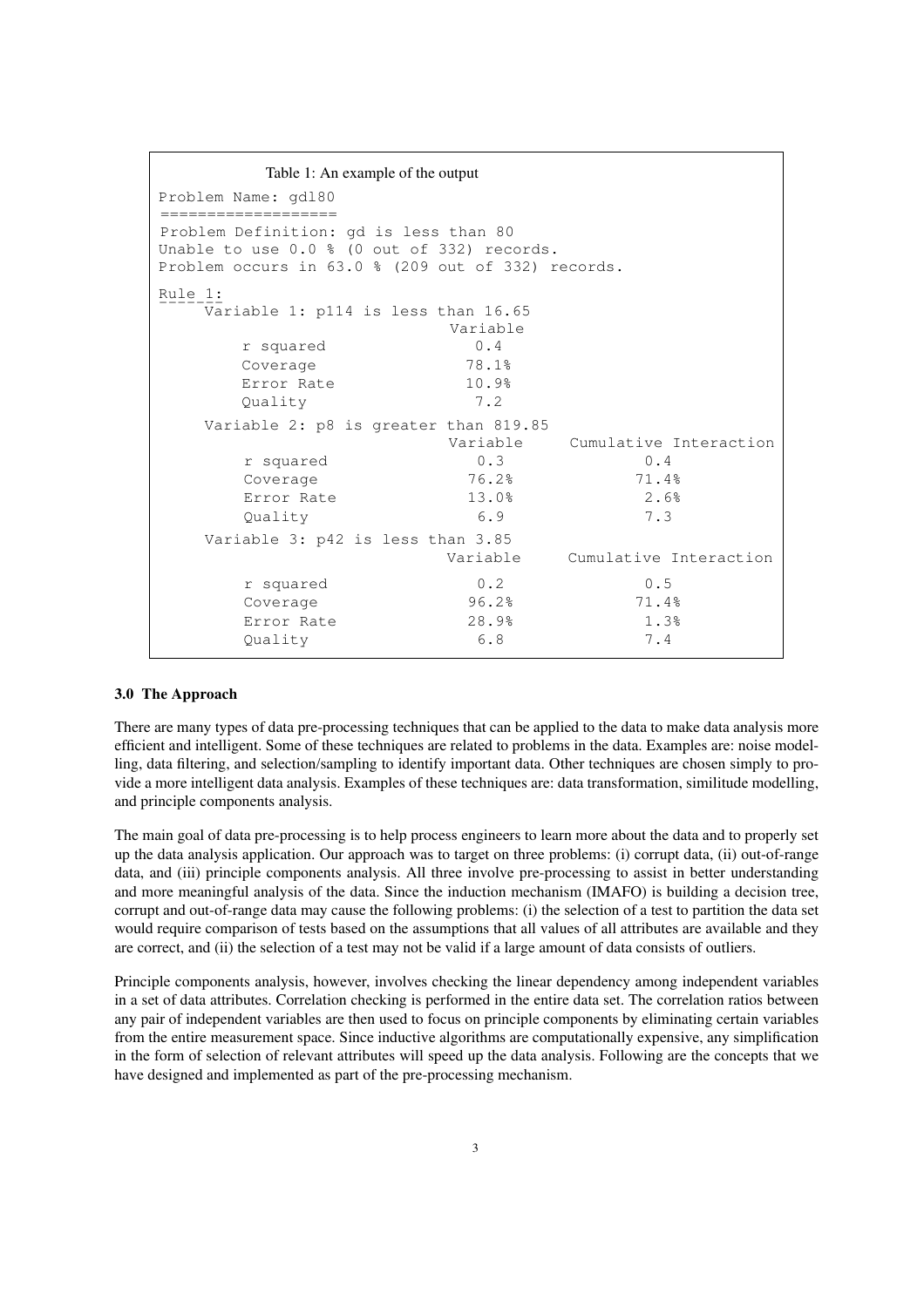Table 1: An example of the output

```
Problem Name: gdl80
===================
Problem Definition: gd is less than 80
Unable to use 0.0 % (0 out of 332) records.
Problem occurs in 63.0 % (209 out of 332) records.

Rule 1:
    Variable 1: p114 is less than 16.65
                              Variable
        r squared               0.4
        Coverage               78.1%
        Error Rate             10.9%
        Quality                 7.2

    Variable 2: p8 is greater than 819.85
                              Variable     Cumulative Interaction
        r squared               0.3              0.4
        Coverage               76.2%            71.4%
        Error Rate             13.0%             2.6%
        Quality                 6.9              7.3

    Variable 3: p42 is less than 3.85
                              Variable     Cumulative Interaction
        r squared               0.2              0.5
        Coverage               96.2%            71.4%
        Error Rate             28.9%             1.3%
        Quality                 6.8              7.4
```

### 3.0 The Approach

There are many types of data pre-processing techniques that can be applied to the data to make data analysis more efficient and intelligent. Some of these techniques are related to problems in the data. Examples are: noise modelling, data filtering, and selection/sampling to identify important data. Other techniques are chosen simply to provide a more intelligent data analysis. Examples of these techniques are: data transformation, similitude modelling, and principle components analysis.

The main goal of data pre-processing is to help process engineers to learn more about the data and to properly set up the data analysis application. Our approach was to target on three problems: (i) corrupt data, (ii) out-of-range data, and (iii) principle components analysis. All three involve pre-processing to assist in better understanding and more meaningful analysis of the data. Since the induction mechanism (IMAFO) is building a decision tree, corrupt and out-of-range data may cause the following problems: (i) the selection of a test to partition the data set would require comparison of tests based on the assumptions that all values of all attributes are available and they are correct, and (ii) the selection of a test may not be valid if a large amount of data consists of outliers.

Principle components analysis, however, involves checking the linear dependency among independent variables in a set of data attributes. Correlation checking is performed in the entire data set. The correlation ratios between any pair of independent variables are then used to focus on principle components by eliminating certain variables from the entire measurement space. Since inductive algorithms are computationally expensive, any simplification in the form of selection of relevant attributes will speed up the data analysis. Following are the concepts that we have designed and implemented as part of the pre-processing mechanism.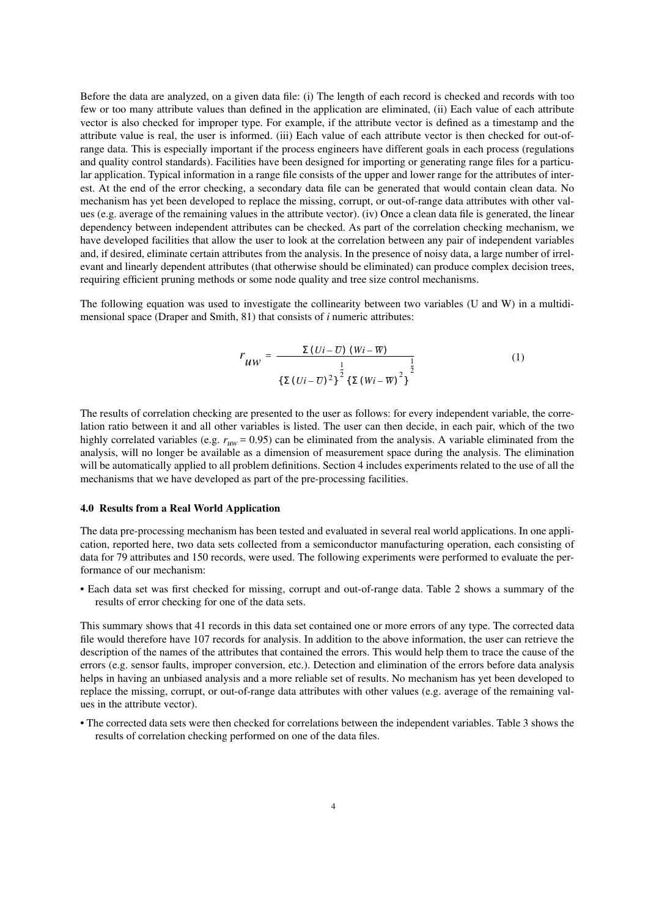Before the data are analyzed, on a given data file: (i) The length of each record is checked and records with too few or too many attribute values than defined in the application are eliminated, (ii) Each value of each attribute vector is also checked for improper type. For example, if the attribute vector is defined as a timestamp and the attribute value is real, the user is informed. (iii) Each value of each attribute vector is then checked for out-of-range data. This is especially important if the process engineers have different goals in each process (regulations and quality control standards). Facilities have been designed for importing or generating range files for a particular application. Typical information in a range file consists of the upper and lower range for the attributes of interest. At the end of the error checking, a secondary data file can be generated that would contain clean data. No mechanism has yet been developed to replace the missing, corrupt, or out-of-range data attributes with other values (e.g. average of the remaining values in the attribute vector). (iv) Once a clean data file is generated, the linear dependency between independent attributes can be checked. As part of the correlation checking mechanism, we have developed facilities that allow the user to look at the correlation between any pair of independent variables and, if desired, eliminate certain attributes from the analysis. In the presence of noisy data, a large number of irrelevant and linearly dependent attributes (that otherwise should be eliminated) can produce complex decision trees, requiring efficient pruning methods or some node quality and tree size control mechanisms.

The following equation was used to investigate the collinearity between two variables (U and W) in a multidimensional space (Draper and Smith, 81) that consists of *i* numeric attributes:

$$r_{uw} = \frac{\Sigma\,(Ui - \overline{U})\,(Wi - \overline{W})}{\{\Sigma\,(Ui - \overline{U})^2\}^{\frac{1}{2}}\,\{\Sigma\,(Wi - \overline{W})^2\}^{\frac{1}{2}}} \qquad (1)$$

The results of correlation checking are presented to the user as follows: for every independent variable, the correlation ratio between it and all other variables is listed. The user can then decide, in each pair, which of the two highly correlated variables (e.g. $r_{uw} = 0.95$) can be eliminated from the analysis. A variable eliminated from the analysis, will no longer be available as a dimension of measurement space during the analysis. The elimination will be automatically applied to all problem definitions. Section 4 includes experiments related to the use of all the mechanisms that we have developed as part of the pre-processing facilities.

### 4.0 Results from a Real World Application

The data pre-processing mechanism has been tested and evaluated in several real world applications. In one application, reported here, two data sets collected from a semiconductor manufacturing operation, each consisting of data for 79 attributes and 150 records, were used. The following experiments were performed to evaluate the performance of our mechanism:

- Each data set was first checked for missing, corrupt and out-of-range data. Table 2 shows a summary of the results of error checking for one of the data sets.

This summary shows that 41 records in this data set contained one or more errors of any type. The corrected data file would therefore have 107 records for analysis. In addition to the above information, the user can retrieve the description of the names of the attributes that contained the errors. This would help them to trace the cause of the errors (e.g. sensor faults, improper conversion, etc.). Detection and elimination of the errors before data analysis helps in having an unbiased analysis and a more reliable set of results. No mechanism has yet been developed to replace the missing, corrupt, or out-of-range data attributes with other values (e.g. average of the remaining values in the attribute vector).

- The corrected data sets were then checked for correlations between the independent variables. Table 3 shows the results of correlation checking performed on one of the data files.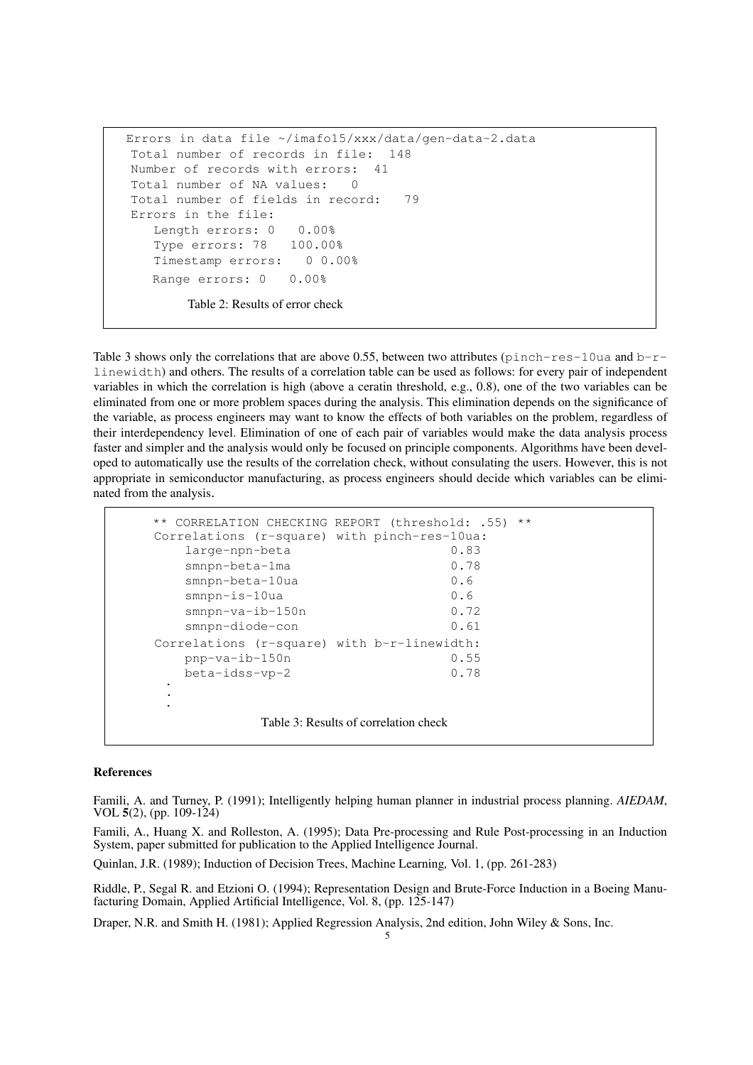```
Errors in data file ~/imafo15/xxx/data/gen-data-2.data
 Total number of records in file:  148
 Number of records with errors:  41
 Total number of NA values:   0
 Total number of fields in record:   79
 Errors in the file:
    Length errors: 0   0.00%
    Type errors: 78   100.00%
    Timestamp errors:   0 0.00%
    Range errors: 0   0.00%
```

Table 2: Results of error check

Table 3 shows only the correlations that are above 0.55, between two attributes (pinch-res-10ua and b-r-linewidth) and others. The results of a correlation table can be used as follows: for every pair of independent variables in which the correlation is high (above a ceratin threshold, e.g., 0.8), one of the two variables can be eliminated from one or more problem spaces during the analysis. This elimination depends on the significance of the variable, as process engineers may want to know the effects of both variables on the problem, regardless of their interdependency level. Elimination of one of each pair of variables would make the data analysis process faster and simpler and the analysis would only be focused on principle components. Algorithms have been developed to automatically use the results of the correlation check, without consulating the users. However, this is not appropriate in semiconductor manufacturing, as process engineers should decide which variables can be eliminated from the analysis.

```
** CORRELATION CHECKING REPORT (threshold: .55) **
Correlations (r-square) with pinch-res-10ua:
    large-npn-beta                  0.83
    smnpn-beta-1ma                  0.78
    smnpn-beta-10ua                 0.6
    smnpn-is-10ua                   0.6
    smnpn-va-ib-150n                0.72
    smnpn-diode-con                 0.61
Correlations (r-square) with b-r-linewidth:
    pnp-va-ib-150n                  0.55
    beta-idss-vp-2                  0.78
  .
  .
  .
```

Table 3: Results of correlation check

## References

Famili, A. and Turney, P. (1991); Intelligently helping human planner in industrial process planning. *AIEDAM*, VOL **5**(2), (pp. 109-124)

Famili, A., Huang X. and Rolleston, A. (1995); Data Pre-processing and Rule Post-processing in an Induction System, paper submitted for publication to the Applied Intelligence Journal.

Quinlan, J.R. (1989); Induction of Decision Trees, Machine Learning*,* Vol. 1, (pp. 261-283)

Riddle, P., Segal R. and Etzioni O. (1994); Representation Design and Brute-Force Induction in a Boeing Manufacturing Domain, Applied Artificial Intelligence, Vol. 8, (pp. 125-147)

Draper, N.R. and Smith H. (1981); Applied Regression Analysis, 2nd edition, John Wiley & Sons, Inc.